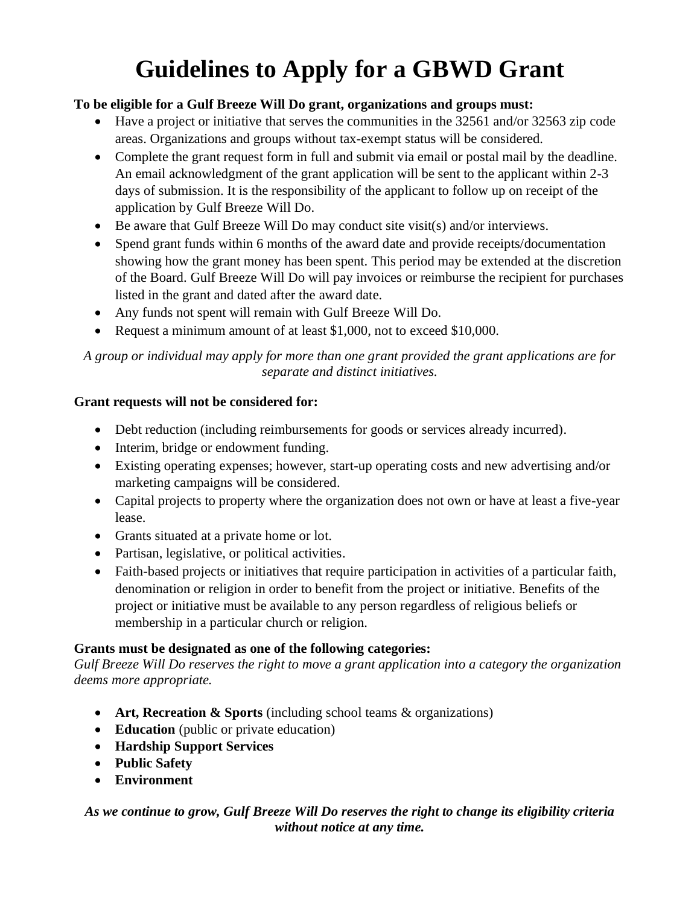# Guidelines to Apply for a GBWD Grant

**To be eligible for a Gulf Breeze Will Do grant, organizations and groups must:**

- Have a project or initiative that serves the communities in the 32561 and/or 32563 zip code areas. Organizations and groups without tax-exempt status will be considered.
- Complete the grant request form in full and submit via email or postal mail by the deadline. An email acknowledgment of the grant application will be sent to the applicant within 2-3 days of submission. It is the responsibility of the applicant to follow up on receipt of the application by Gulf Breeze Will Do.
- Be aware that Gulf Breeze Will Do may conduct site visit(s) and/or interviews.
- Spend grant funds within 6 months of the award date and provide receipts/documentation showing how the grant money has been spent. This period may be extended at the discretion of the Board. Gulf Breeze Will Do will pay invoices or reimburse the recipient for purchases listed in the grant and dated after the award date.
- Any funds not spent will remain with Gulf Breeze Will Do.
- Request a minimum amount of at least $1,000, not to exceed $10,000.

*A group or individual may apply for more than one grant provided the grant applications are for separate and distinct initiatives.*

**Grant requests will not be considered for:**

- Debt reduction (including reimbursements for goods or services already incurred).
- Interim, bridge or endowment funding.
- Existing operating expenses; however, start-up operating costs and new advertising and/or marketing campaigns will be considered.
- Capital projects to property where the organization does not own or have at least a five-year lease.
- Grants situated at a private home or lot.
- Partisan, legislative, or political activities.
- Faith-based projects or initiatives that require participation in activities of a particular faith, denomination or religion in order to benefit from the project or initiative. Benefits of the project or initiative must be available to any person regardless of religious beliefs or membership in a particular church or religion.

**Grants must be designated as one of the following categories:**

*Gulf Breeze Will Do reserves the right to move a grant application into a category the organization deems more appropriate.*

- **Art, Recreation & Sports** (including school teams & organizations)
- **Education** (public or private education)
- **Hardship Support Services**
- **Public Safety**
- **Environment**

***As we continue to grow, Gulf Breeze Will Do reserves the right to change its eligibility criteria without notice at any time.***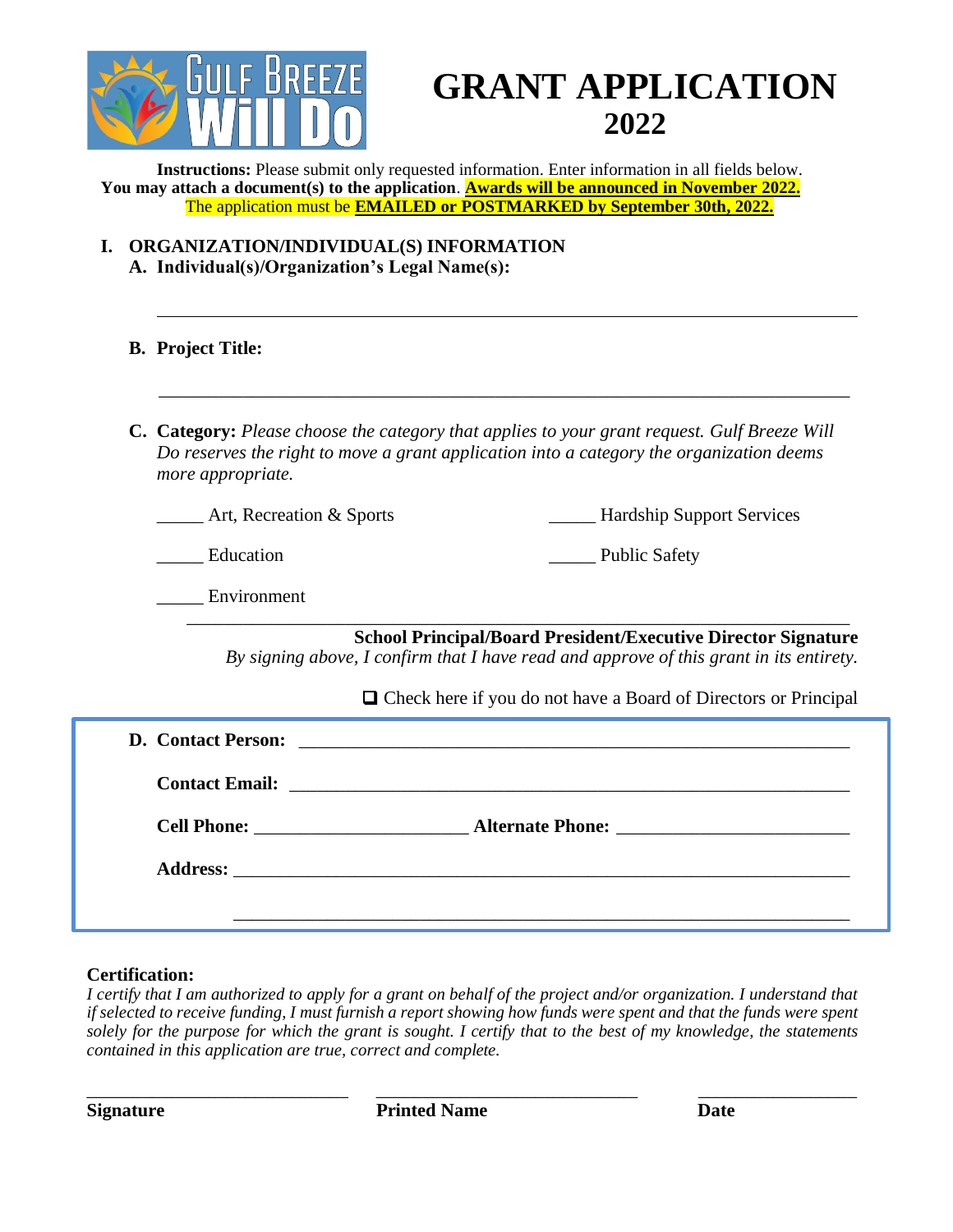# GRANT APPLICATION 2022

**Instructions:** Please submit only requested information. Enter information in all fields below.
**You may attach a document(s) to the application**. **Awards will be announced in November 2022.**
The application must be **EMAILED or POSTMARKED by September 30th, 2022.**

## I. ORGANIZATION/INDIVIDUAL(S) INFORMATION

**A. Individual(s)/Organization's Legal Name(s):**

_______________________________________________________________

**B. Project Title:**

_______________________________________________________________

**C. Category:** *Please choose the category that applies to your grant request. Gulf Breeze Will Do reserves the right to move a grant application into a category the organization deems more appropriate.*

_____ Art, Recreation & Sports

_____ Hardship Support Services

_____ Education

_____ Public Safety

_____ Environment

_______________________________________________________________

**School Principal/Board President/Executive Director Signature**

*By signing above, I confirm that I have read and approve of this grant in its entirety.*

❑ Check here if you do not have a Board of Directors or Principal

**D. Contact Person:** _______________________________________________

**Contact Email:** _______________________________________________

**Cell Phone:** ______________________ **Alternate Phone:** ______________________

**Address:** _______________________________________________

_______________________________________________

**Certification:**

*I certify that I am authorized to apply for a grant on behalf of the project and/or organization. I understand that if selected to receive funding, I must furnish a report showing how funds were spent and that the funds were spent solely for the purpose for which the grant is sought. I certify that to the best of my knowledge, the statements contained in this application are true, correct and complete.*

| ____________________________ | ____________________________ | ________________ |
|---|---|---|
| **Signature** | **Printed Name** | **Date** |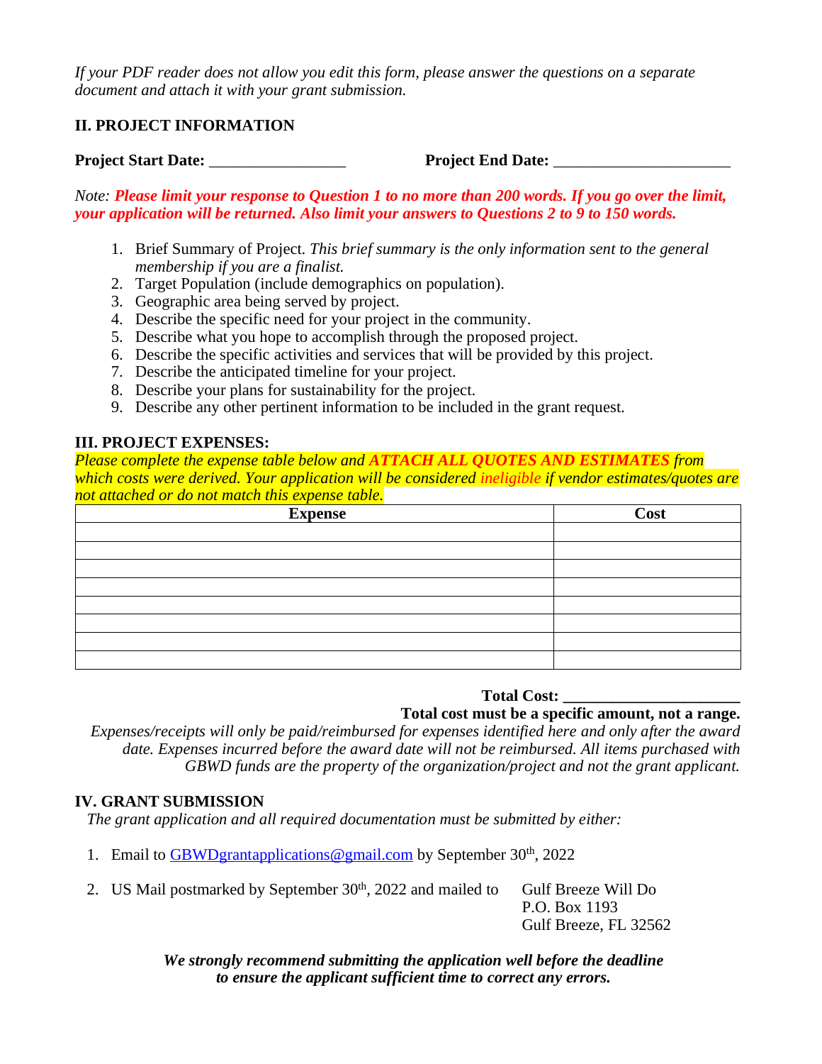*If your PDF reader does not allow you edit this form, please answer the questions on a separate document and attach it with your grant submission.*

## II. PROJECT INFORMATION

**Project Start Date:** _________________ **Project End Date:** ______________________

*Note:* ***Please limit your response to Question 1 to no more than 200 words. If you go over the limit, your application will be returned. Also limit your answers to Questions 2 to 9 to 150 words.***

1. Brief Summary of Project. *This brief summary is the only information sent to the general membership if you are a finalist.*
2. Target Population (include demographics on population).
3. Geographic area being served by project.
4. Describe the specific need for your project in the community.
5. Describe what you hope to accomplish through the proposed project.
6. Describe the specific activities and services that will be provided by this project.
7. Describe the anticipated timeline for your project.
8. Describe your plans for sustainability for the project.
9. Describe any other pertinent information to be included in the grant request.

## III. PROJECT EXPENSES:

*Please complete the expense table below and* ***ATTACH ALL QUOTES AND ESTIMATES*** *from which costs were derived. Your application will be considered ineligible if vendor estimates/quotes are not attached or do not match this expense table.*

| Expense | Cost |
|---|---|
| | |
| | |
| | |
| | |
| | |
| | |
| | |
| | |

**Total Cost: ______________________**

**Total cost must be a specific amount, not a range.**

*Expenses/receipts will only be paid/reimbursed for expenses identified here and only after the award date. Expenses incurred before the award date will not be reimbursed. All items purchased with GBWD funds are the property of the organization/project and not the grant applicant.*

## IV. GRANT SUBMISSION

*The grant application and all required documentation must be submitted by either:*

1. Email to GBWDgrantapplications@gmail.com by September 30th, 2022
2. US Mail postmarked by September 30th, 2022 and mailed to

   Gulf Breeze Will Do
   P.O. Box 1193
   Gulf Breeze, FL 32562

***We strongly recommend submitting the application well before the deadline to ensure the applicant sufficient time to correct any errors.***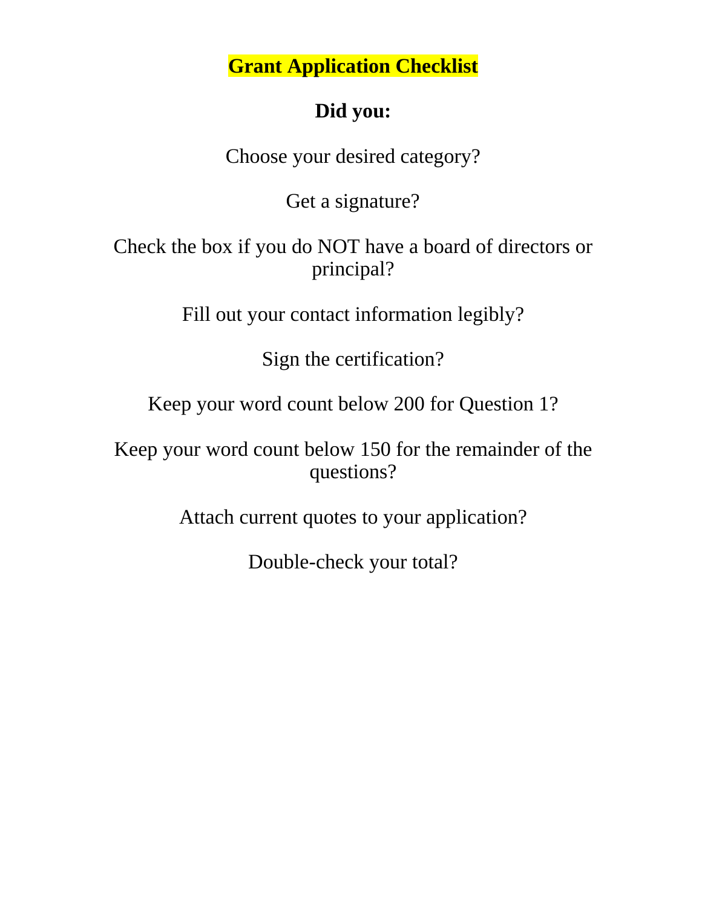# Grant Application Checklist

**Did you:**

Choose your desired category?

Get a signature?

Check the box if you do NOT have a board of directors or principal?

Fill out your contact information legibly?

Sign the certification?

Keep your word count below 200 for Question 1?

Keep your word count below 150 for the remainder of the questions?

Attach current quotes to your application?

Double-check your total?